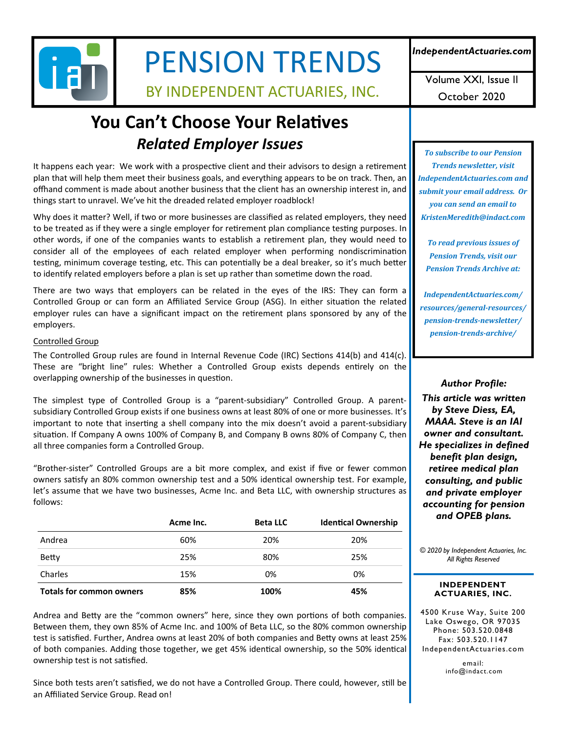# PENSION TRENDS

BY INDEPENDENT ACTUARIES, INC.

*IndependentActuaries.com*

Volume XXI, Issue II

October 2020

## You Can't Choose Your Relatives

### *Related Employer Issues*

It happens each year: We work with a prospective client and their advisors to design a retirement plan that will help them meet their business goals, and everything appears to be on track. Then, an offhand comment is made about another business that the client has an ownership interest in, and things start to unravel. We've hit the dreaded related employer roadblock!

Why does it matter? Well, if two or more businesses are classified as related employers, they need to be treated as if they were a single employer for retirement plan compliance testing purposes. In other words, if one of the companies wants to establish a retirement plan, they would need to consider all of the employees of each related employer when performing nondiscrimination testing, minimum coverage testing, etc. This can potentially be a deal breaker, so it's much better to identify related employers before a plan is set up rather than sometime down the road.

There are two ways that employers can be related in the eyes of the IRS: They can form a Controlled Group or can form an Affiliated Service Group (ASG). In either situation the related employer rules can have a significant impact on the retirement plans sponsored by any of the employers.

Controlled Group

The Controlled Group rules are found in Internal Revenue Code (IRC) Sections 414(b) and 414(c). These are "bright line" rules: Whether a Controlled Group exists depends entirely on the overlapping ownership of the businesses in question.

The simplest type of Controlled Group is a "parent-subsidiary" Controlled Group. A parent-subsidiary Controlled Group exists if one business owns at least 80% of one or more businesses. It's important to note that inserting a shell company into the mix doesn't avoid a parent-subsidiary situation. If Company A owns 100% of Company B, and Company B owns 80% of Company C, then all three companies form a Controlled Group.

"Brother-sister" Controlled Groups are a bit more complex, and exist if five or fewer common owners satisfy an 80% common ownership test and a 50% identical ownership test. For example, let's assume that we have two businesses, Acme Inc. and Beta LLC, with ownership structures as follows:

| | Acme Inc. | Beta LLC | Identical Ownership |
|---|---|---|---|
| Andrea | 60% | 20% | 20% |
| Betty | 25% | 80% | 25% |
| Charles | 15% | 0% | 0% |
| **Totals for common owners** | **85%** | **100%** | **45%** |

Andrea and Betty are the "common owners" here, since they own portions of both companies. Between them, they own 85% of Acme Inc. and 100% of Beta LLC, so the 80% common ownership test is satisfied. Further, Andrea owns at least 20% of both companies and Betty owns at least 25% of both companies. Adding those together, we get 45% identical ownership, so the 50% identical ownership test is not satisfied.

Since both tests aren't satisfied, we do not have a Controlled Group. There could, however, still be an Affiliated Service Group. Read on!

*To subscribe to our Pension Trends newsletter, visit IndependentActuaries.com and submit your email address. Or you can send an email to KristenMeredith@indact.com*

*To read previous issues of Pension Trends, visit our Pension Trends Archive at:*

*IndependentActuaries.com/resources/general-resources/pension-trends-newsletter/pension-trends-archive/*

***Author Profile:***

***This article was written by Steve Diess, EA, MAAA. Steve is an IAI owner and consultant. He specializes in defined benefit plan design, retiree medical plan consulting, and public and private employer accounting for pension and OPEB plans.***

*© 2020 by Independent Actuaries, Inc. All Rights Reserved*

**INDEPENDENT ACTUARIES, INC.**

4500 Kruse Way, Suite 200
Lake Oswego, OR 97035
Phone: 503.520.0848
Fax: 503.520.1147
IndependentActuaries.com

email:
info@indact.com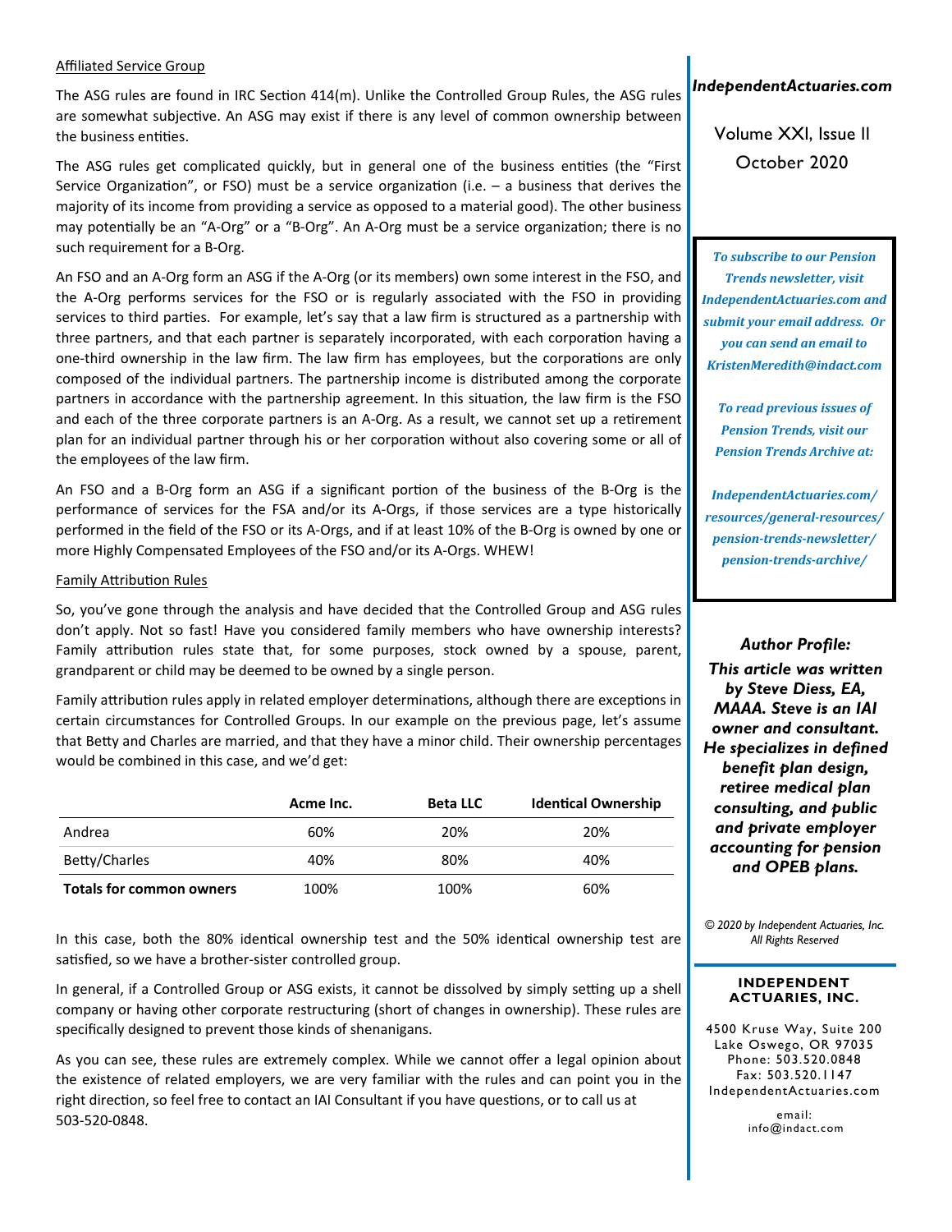## Affiliated Service Group

The ASG rules are found in IRC Section 414(m). Unlike the Controlled Group Rules, the ASG rules are somewhat subjective. An ASG may exist if there is any level of common ownership between the business entities.

The ASG rules get complicated quickly, but in general one of the business entities (the "First Service Organization", or FSO) must be a service organization (i.e. – a business that derives the majority of its income from providing a service as opposed to a material good). The other business may potentially be an "A-Org" or a "B-Org". An A-Org must be a service organization; there is no such requirement for a B-Org.

An FSO and an A-Org form an ASG if the A-Org (or its members) own some interest in the FSO, and the A-Org performs services for the FSO or is regularly associated with the FSO in providing services to third parties. For example, let's say that a law firm is structured as a partnership with three partners, and that each partner is separately incorporated, with each corporation having a one-third ownership in the law firm. The law firm has employees, but the corporations are only composed of the individual partners. The partnership income is distributed among the corporate partners in accordance with the partnership agreement. In this situation, the law firm is the FSO and each of the three corporate partners is an A-Org. As a result, we cannot set up a retirement plan for an individual partner through his or her corporation without also covering some or all of the employees of the law firm.

An FSO and a B-Org form an ASG if a significant portion of the business of the B-Org is the performance of services for the FSA and/or its A-Orgs, if those services are a type historically performed in the field of the FSO or its A-Orgs, and if at least 10% of the B-Org is owned by one or more Highly Compensated Employees of the FSO and/or its A-Orgs. WHEW!

## Family Attribution Rules

So, you've gone through the analysis and have decided that the Controlled Group and ASG rules don't apply. Not so fast! Have you considered family members who have ownership interests? Family attribution rules state that, for some purposes, stock owned by a spouse, parent, grandparent or child may be deemed to be owned by a single person.

Family attribution rules apply in related employer determinations, although there are exceptions in certain circumstances for Controlled Groups. In our example on the previous page, let's assume that Betty and Charles are married, and that they have a minor child. Their ownership percentages would be combined in this case, and we'd get:

| | Acme Inc. | Beta LLC | Identical Ownership |
|---|---|---|---|
| Andrea | 60% | 20% | 20% |
| Betty/Charles | 40% | 80% | 40% |
| **Totals for common owners** | 100% | 100% | 60% |

In this case, both the 80% identical ownership test and the 50% identical ownership test are satisfied, so we have a brother-sister controlled group.

In general, if a Controlled Group or ASG exists, it cannot be dissolved by simply setting up a shell company or having other corporate restructuring (short of changes in ownership). These rules are specifically designed to prevent those kinds of shenanigans.

As you can see, these rules are extremely complex. While we cannot offer a legal opinion about the existence of related employers, we are very familiar with the rules and can point you in the right direction, so feel free to contact an IAI Consultant if you have questions, or to call us at 503-520-0848.

***IndependentActuaries.com***

Volume XXI, Issue II
October 2020

*To subscribe to our Pension Trends newsletter, visit IndependentActuaries.com and submit your email address. Or you can send an email to KristenMeredith@indact.com*

*To read previous issues of Pension Trends, visit our Pension Trends Archive at:*

*IndependentActuaries.com/resources/general-resources/pension-trends-newsletter/pension-trends-archive/*

***Author Profile:***

***This article was written by Steve Diess, EA, MAAA. Steve is an IAI owner and consultant. He specializes in defined benefit plan design, retiree medical plan consulting, and public and private employer accounting for pension and OPEB plans.***

*© 2020 by Independent Actuaries, Inc. All Rights Reserved*

**INDEPENDENT ACTUARIES, INC.**

4500 Kruse Way, Suite 200
Lake Oswego, OR 97035
Phone: 503.520.0848
Fax: 503.520.1147
IndependentActuaries.com

email:
info@indact.com